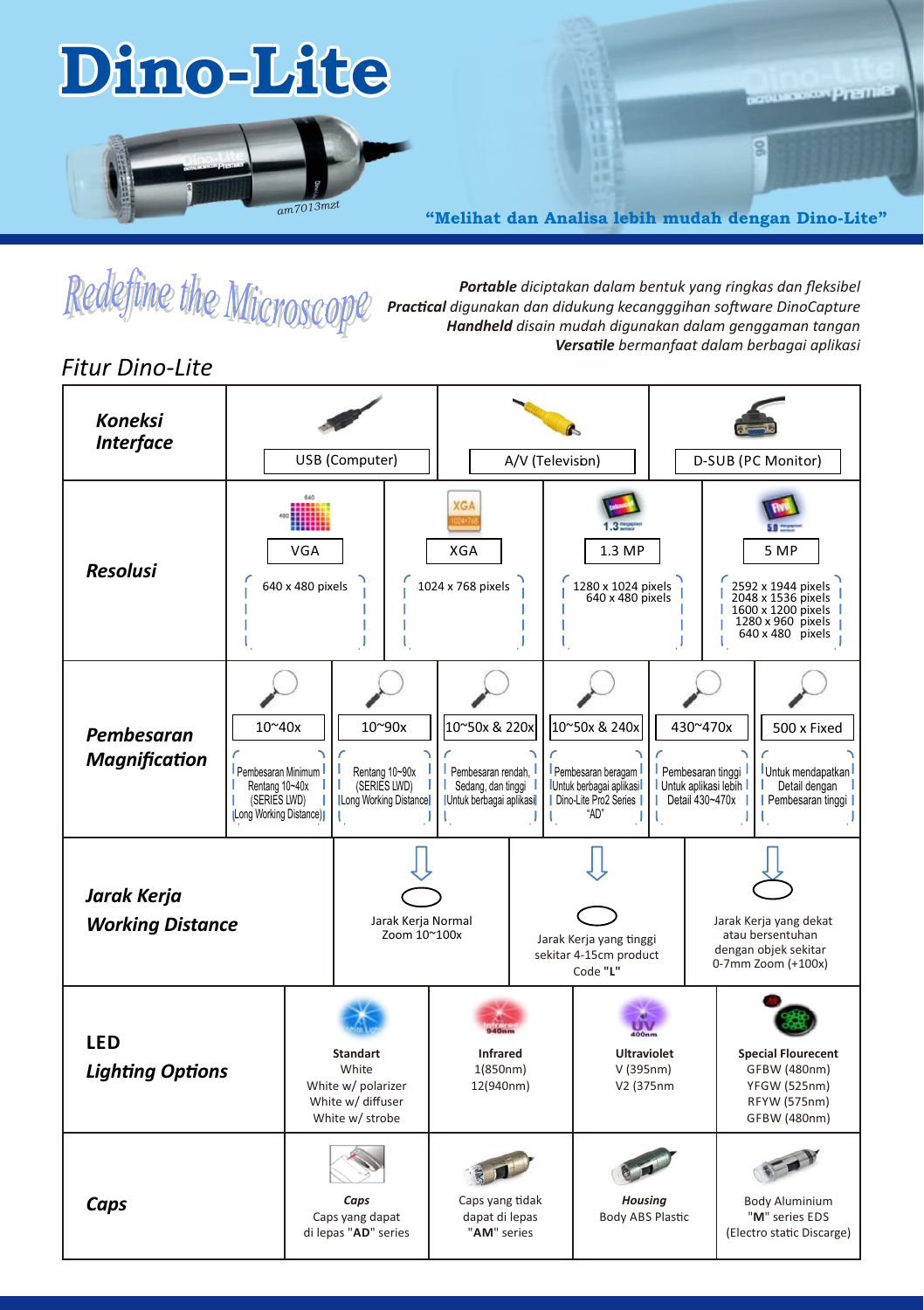# Dino-Lite

am7013mzt

**"Melihat dan Analisa lebih mudah dengan Dino-Lite"**

## Redefine the Microscope

***Portable*** *diciptakan dalam bentuk yang ringkas dan fleksibel*
***Practical*** *digunakan dan didukung kecangggihan software DinoCapture*
***Handheld*** *disain mudah digunakan dalam genggaman tangan*
***Versatile*** *bermanfaat dalam berbagai aplikasi*

## Fitur Dino-Lite

| ***Koneksi Interface*** | USB (Computer) | | A/V (Television) | | D-SUB (PC Monitor) | |
|---|---|---|---|---|---|---|
| ***Resolusi*** | VGA<br>640 x 480 pixels | | XGA<br>1024 x 768 pixels | 1.3 MP<br>1280 x 1024 pixels<br>640 x 480 pixels | | 5 MP<br>2592 x 1944 pixels<br>2048 x 1536 pixels<br>1600 x 1200 pixels<br>1280 x 960 pixels<br>640 x 480 pixels |
| ***Pembesaran Magnification*** | 10~40x<br>Pembesaran Minimum Rentang 10~40x (SERIES LWD) (Long Working Distance) | 10~90x<br>Rentang 10~90x (SERIES LWD) Long Working Distance | 10~50x & 220x<br>Pembesaran rendah, Sedang, dan tinggi Untuk berbagai aplikasi | 10~50x & 240x<br>Pembesaran beragam Untuk berbagai aplikasi Dino-Lite Pro2 Series "AD" | 430~470x<br>Pembesaran tinggi Untuk aplikasi lebih Detail 430~470x | 500 x Fixed<br>Untuk mendapatkan Detail dengan Pembesaran tinggi |
| ***Jarak Kerja Working Distance*** | Jarak Kerja Normal Zoom 10~100x | | Jarak Kerja yang tinggi sekitar 4-15cm product Code **"L"** | | Jarak Kerja yang dekat atau bersentuhan dengan objek sekitar 0-7mm Zoom (+100x) | |
| **LED *Lighting Options*** | **Standart**<br>White<br>White w/ polarizer<br>White w/ diffuser<br>White w/ strobe | **Infrared**<br>1(850nm)<br>12(940nm) | | **Ultraviolet**<br>V (395nm)<br>V2 (375nm | | **Special Flourecent**<br>GFBW (480nm)<br>YFGW (525nm)<br>RFYW (575nm)<br>GFBW (480nm) |
| ***Caps*** | ***Caps***<br>Caps yang dapat di lepas **"AD"** series | Caps yang tidak dapat di lepas **"AM"** series | | ***Housing***<br>Body ABS Plastic | | Body Aluminium **"M"** series EDS (Electro static Discarge) |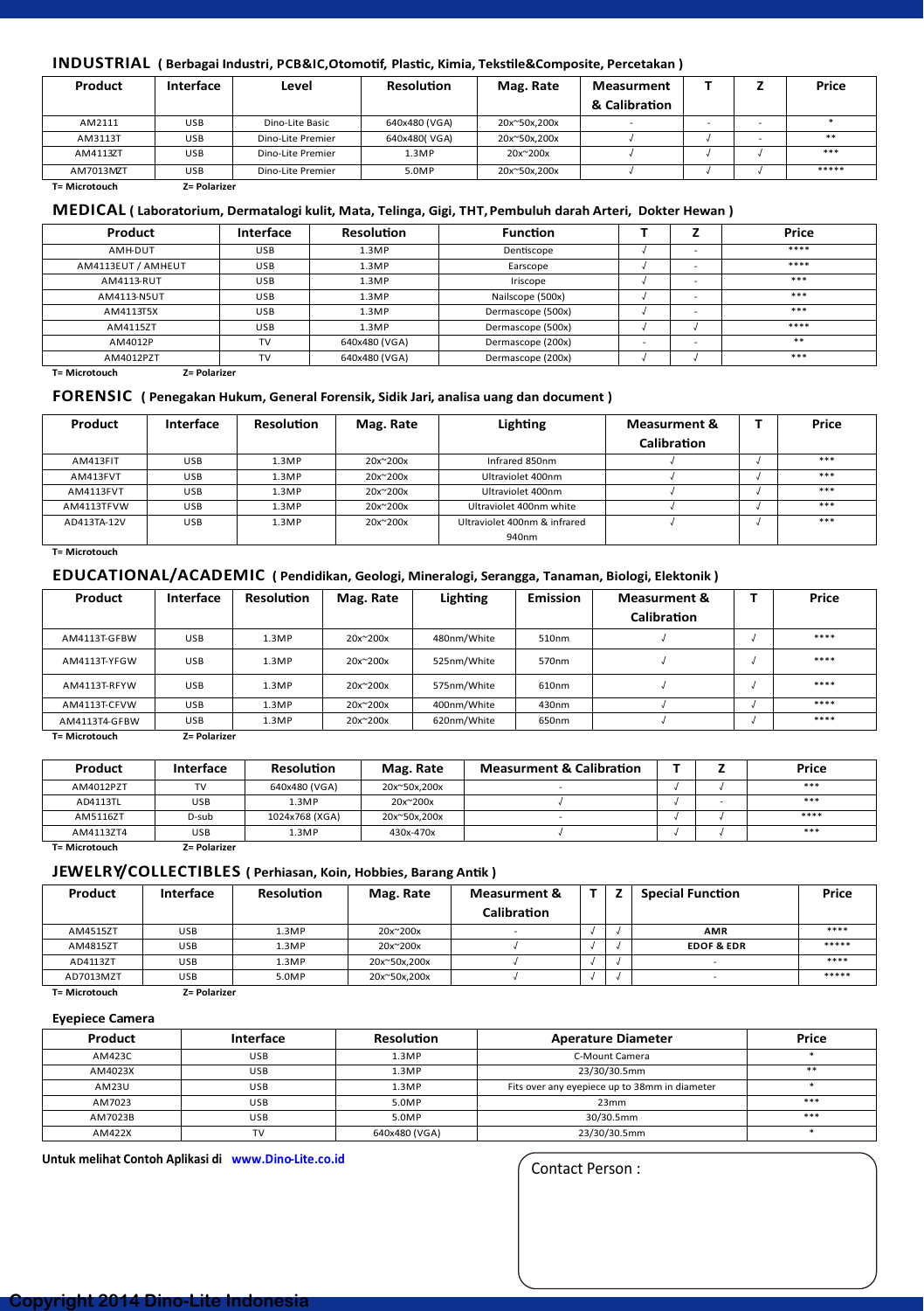## INDUSTRIAL ( Berbagai Industri, PCB&IC,Otomotif, Plastic, Kimia, Tekstile&Composite, Percetakan )

| Product | Interface | Level | Resolution | Mag. Rate | Measurment & Calibration | T | Z | Price |
|---|---|---|---|---|---|---|---|---|
| AM2111 | USB | Dino-Lite Basic | 640x480 (VGA) | 20x~50x,200x | - | - | - | * |
| AM3113T | USB | Dino-Lite Premier | 640x480( VGA) | 20x~50x,200x | √ | √ | - | ** |
| AM4113ZT | USB | Dino-Lite Premier | 1.3MP | 20x~200x | √ | √ | √ | *** |
| AM7013MZT | USB | Dino-Lite Premier | 5.0MP | 20x~50x,200x | √ | √ | √ | ***** |

**T= Microtouch** **Z= Polarizer**

## MEDICAL ( Laboratorium, Dermatalogi kulit, Mata, Telinga, Gigi, THT, Pembuluh darah Arteri, Dokter Hewan )

| Product | Interface | Resolution | Function | T | Z | Price |
|---|---|---|---|---|---|---|
| AMH-DUT | USB | 1.3MP | Dentiscope | √ | - | **** |
| AM4113EUT / AMHEUT | USB | 1.3MP | Earscope | √ | - | **** |
| AM4113-RUT | USB | 1.3MP | Iriscope | √ | - | *** |
| AM4113-N5UT | USB | 1.3MP | Nailscope (500x) | √ | - | *** |
| AM4113T5X | USB | 1.3MP | Dermascope (500x) | √ | - | *** |
| AM4115ZT | USB | 1.3MP | Dermascope (500x) | √ | √ | **** |
| AM4012P | TV | 640x480 (VGA) | Dermascope (200x) | - | - | ** |
| AM4012PZT | TV | 640x480 (VGA) | Dermascope (200x) | √ | √ | *** |

**T= Microtouch** **Z= Polarizer**

## FORENSIC ( Penegakan Hukum, General Forensik, Sidik Jari, analisa uang dan document )

| Product | Interface | Resolution | Mag. Rate | Lighting | Measurment & Calibration | T | Price |
|---|---|---|---|---|---|---|---|
| AM413FIT | USB | 1.3MP | 20x~200x | Infrared 850nm | √ | √ | *** |
| AM413FVT | USB | 1.3MP | 20x~200x | Ultraviolet 400nm | √ | √ | *** |
| AM4113FVT | USB | 1.3MP | 20x~200x | Ultraviolet 400nm | √ | √ | *** |
| AM4113TFVW | USB | 1.3MP | 20x~200x | Ultraviolet 400nm white | √ | √ | *** |
| AD413TA-12V | USB | 1.3MP | 20x~200x | Ultraviolet 400nm & infrared 940nm | √ | √ | *** |

**T= Microtouch**

## EDUCATIONAL/ACADEMIC ( Pendidikan, Geologi, Mineralogi, Serangga, Tanaman, Biologi, Elektonik )

| Product | Interface | Resolution | Mag. Rate | Lighting | Emission | Measurment & Calibration | T | Price |
|---|---|---|---|---|---|---|---|---|
| AM4113T-GFBW | USB | 1.3MP | 20x~200x | 480nm/White | 510nm | √ | √ | **** |
| AM4113T-YFGW | USB | 1.3MP | 20x~200x | 525nm/White | 570nm | √ | √ | **** |
| AM4113T-RFYW | USB | 1.3MP | 20x~200x | 575nm/White | 610nm | √ | √ | **** |
| AM4113T-CFVW | USB | 1.3MP | 20x~200x | 400nm/White | 430nm | √ | √ | **** |
| AM4113T4-GFBW | USB | 1.3MP | 20x~200x | 620nm/White | 650nm | √ | √ | **** |

**T= Microtouch** **Z= Polarizer**

| Product | Interface | Resolution | Mag. Rate | Measurment & Calibration | T | Z | Price |
|---|---|---|---|---|---|---|---|
| AM4012PZT | TV | 640x480 (VGA) | 20x~50x,200x | - | √ | √ | *** |
| AD4113TL | USB | 1.3MP | 20x~200x | √ | √ | - | *** |
| AM5116ZT | D-sub | 1024x768 (XGA) | 20x~50x,200x | - | √ | √ | **** |
| AM4113ZT4 | USB | 1.3MP | 430x-470x | √ | √ | √ | *** |

**T= Microtouch** **Z= Polarizer**

## JEWELRY/COLLECTIBLES ( Perhiasan, Koin, Hobbies, Barang Antik )

| Product | Interface | Resolution | Mag. Rate | Measurment & Calibration | T | Z | Special Function | Price |
|---|---|---|---|---|---|---|---|---|
| AM4515ZT | USB | 1.3MP | 20x~200x | - | √ | √ | **AMR** | **** |
| AM4815ZT | USB | 1.3MP | 20x~200x | √ | √ | √ | **EDOF & EDR** | ***** |
| AD4113ZT | USB | 1.3MP | 20x~50x,200x | √ | √ | √ | - | **** |
| AD7013MZT | USB | 5.0MP | 20x~50x,200x | √ | √ | √ | - | ***** |

**T= Microtouch** **Z= Polarizer**

### Eyepiece Camera

| Product | Interface | Resolution | Aperature Diameter | Price |
|---|---|---|---|---|
| AM423C | USB | 1.3MP | C-Mount Camera | * |
| AM4023X | USB | 1.3MP | 23/30/30.5mm | ** |
| AM23U | USB | 1.3MP | Fits over any eyepiece up to 38mm in diameter | * |
| AM7023 | USB | 5.0MP | 23mm | *** |
| AM7023B | USB | 5.0MP | 30/30.5mm | *** |
| AM422X | TV | 640x480 (VGA) | 23/30/30.5mm | * |

**Untuk melihat Contoh Aplikasi di www.Dino-Lite.co.id**

Contact Person :

Copyright 2014 Dino-Lite Indonesia